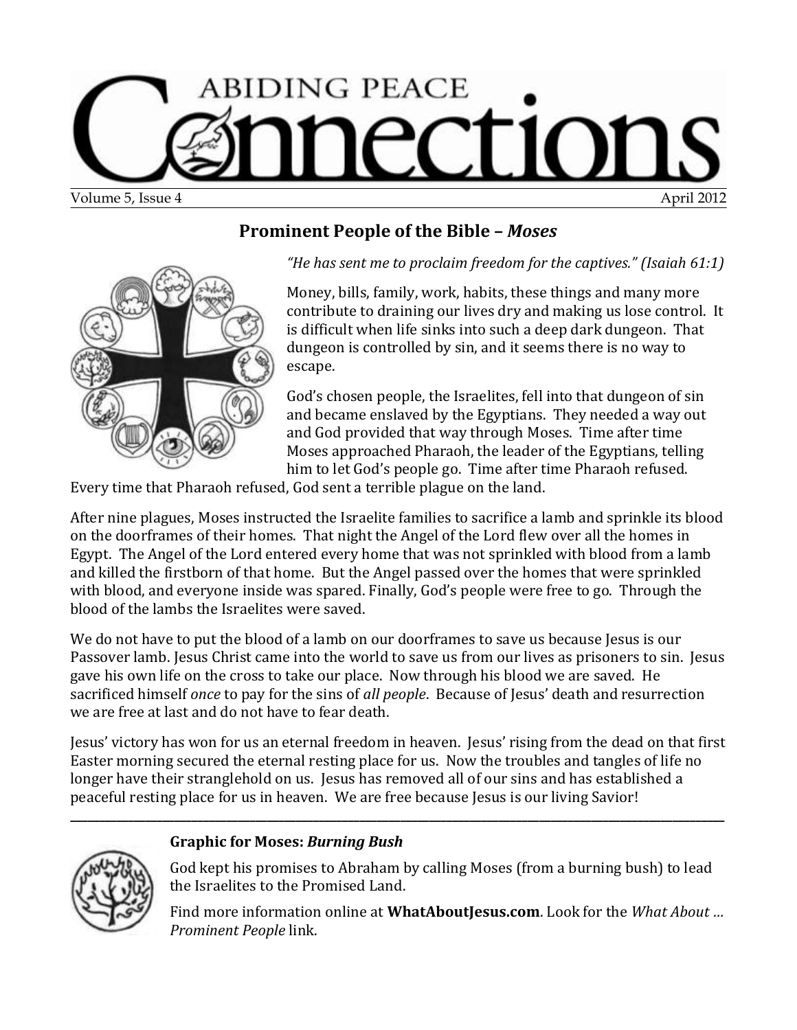# ABIDING PEACE Connections

Volume 5, Issue 4 April 2012

## Prominent People of the Bible – *Moses*

*"He has sent me to proclaim freedom for the captives." (Isaiah 61:1)*

Money, bills, family, work, habits, these things and many more contribute to draining our lives dry and making us lose control. It is difficult when life sinks into such a deep dark dungeon. That dungeon is controlled by sin, and it seems there is no way to escape.

God's chosen people, the Israelites, fell into that dungeon of sin and became enslaved by the Egyptians. They needed a way out and God provided that way through Moses. Time after time Moses approached Pharaoh, the leader of the Egyptians, telling him to let God's people go. Time after time Pharaoh refused. Every time that Pharaoh refused, God sent a terrible plague on the land.

After nine plagues, Moses instructed the Israelite families to sacrifice a lamb and sprinkle its blood on the doorframes of their homes. That night the Angel of the Lord flew over all the homes in Egypt. The Angel of the Lord entered every home that was not sprinkled with blood from a lamb and killed the firstborn of that home. But the Angel passed over the homes that were sprinkled with blood, and everyone inside was spared. Finally, God's people were free to go. Through the blood of the lambs the Israelites were saved.

We do not have to put the blood of a lamb on our doorframes to save us because Jesus is our Passover lamb. Jesus Christ came into the world to save us from our lives as prisoners to sin. Jesus gave his own life on the cross to take our place. Now through his blood we are saved. He sacrificed himself *once* to pay for the sins of *all people*. Because of Jesus' death and resurrection we are free at last and do not have to fear death.

Jesus' victory has won for us an eternal freedom in heaven. Jesus' rising from the dead on that first Easter morning secured the eternal resting place for us. Now the troubles and tangles of life no longer have their stranglehold on us. Jesus has removed all of our sins and has established a peaceful resting place for us in heaven. We are free because Jesus is our living Savior!

---

**Graphic for Moses: *Burning Bush***

God kept his promises to Abraham by calling Moses (from a burning bush) to lead the Israelites to the Promised Land.

Find more information online at **WhatAboutJesus.com**. Look for the *What About … Prominent People* link.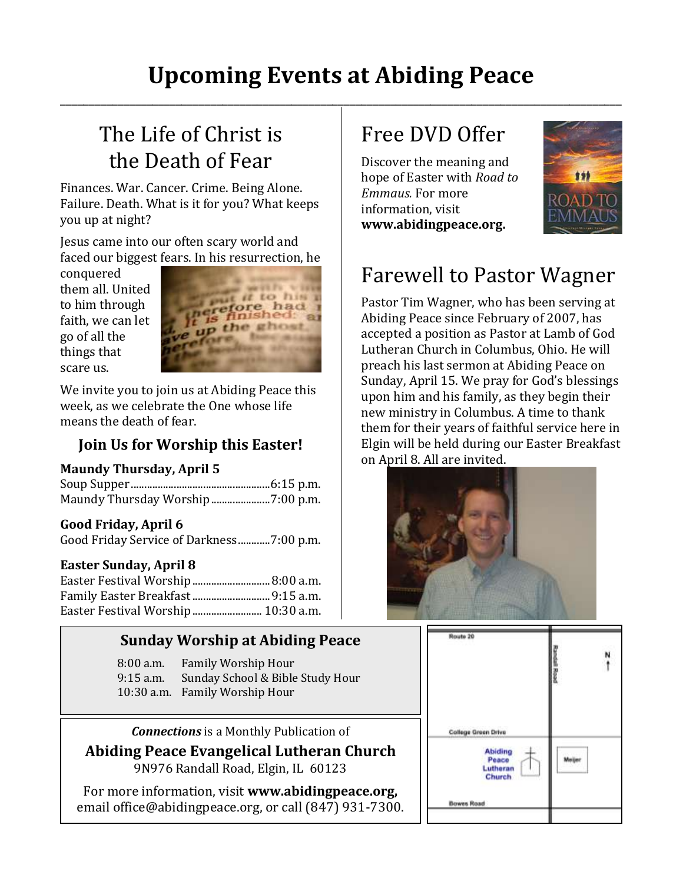# Upcoming Events at Abiding Peace

## The Life of Christ is the Death of Fear

Finances. War. Cancer. Crime. Being Alone. Failure. Death. What is it for you? What keeps you up at night?

Jesus came into our often scary world and faced our biggest fears. In his resurrection, he conquered them all. United to him through faith, we can let go of all the things that scare us.

We invite you to join us at Abiding Peace this week, as we celebrate the One whose life means the death of fear.

### Join Us for Worship this Easter!

**Maundy Thursday, April 5**

Soup Supper.......................................6:15 p.m.
Maundy Thursday Worship.......................7:00 p.m.

**Good Friday, April 6**

Good Friday Service of Darkness............7:00 p.m.

**Easter Sunday, April 8**

Easter Festival Worship.............................8:00 a.m.
Family Easter Breakfast.............................9:15 a.m.
Easter Festival Worship.............................10:30 a.m.

## Free DVD Offer

Discover the meaning and hope of Easter with *Road to Emmaus.* For more information, visit **www.abidingpeace.org.**

## Farewell to Pastor Wagner

Pastor Tim Wagner, who has been serving at Abiding Peace since February of 2007, has accepted a position as Pastor at Lamb of God Lutheran Church in Columbus, Ohio. He will preach his last sermon at Abiding Peace on Sunday, April 15. We pray for God's blessings upon him and his family, as they begin their new ministry in Columbus. A time to thank them for their years of faithful service here in Elgin will be held during our Easter Breakfast on April 8. All are invited.

### Sunday Worship at Abiding Peace

8:00 a.m. Family Worship Hour
9:15 a.m. Sunday School & Bible Study Hour
10:30 a.m. Family Worship Hour

*Connections* is a Monthly Publication of

**Abiding Peace Evangelical Lutheran Church**
9N976 Randall Road, Elgin, IL 60123

For more information, visit **www.abidingpeace.org,** email office@abidingpeace.org, or call (847) 931-7300.

Route 20
Randall Road
N
College Green Drive
Abiding Peace Lutheran Church
Meijer
Bowes Road